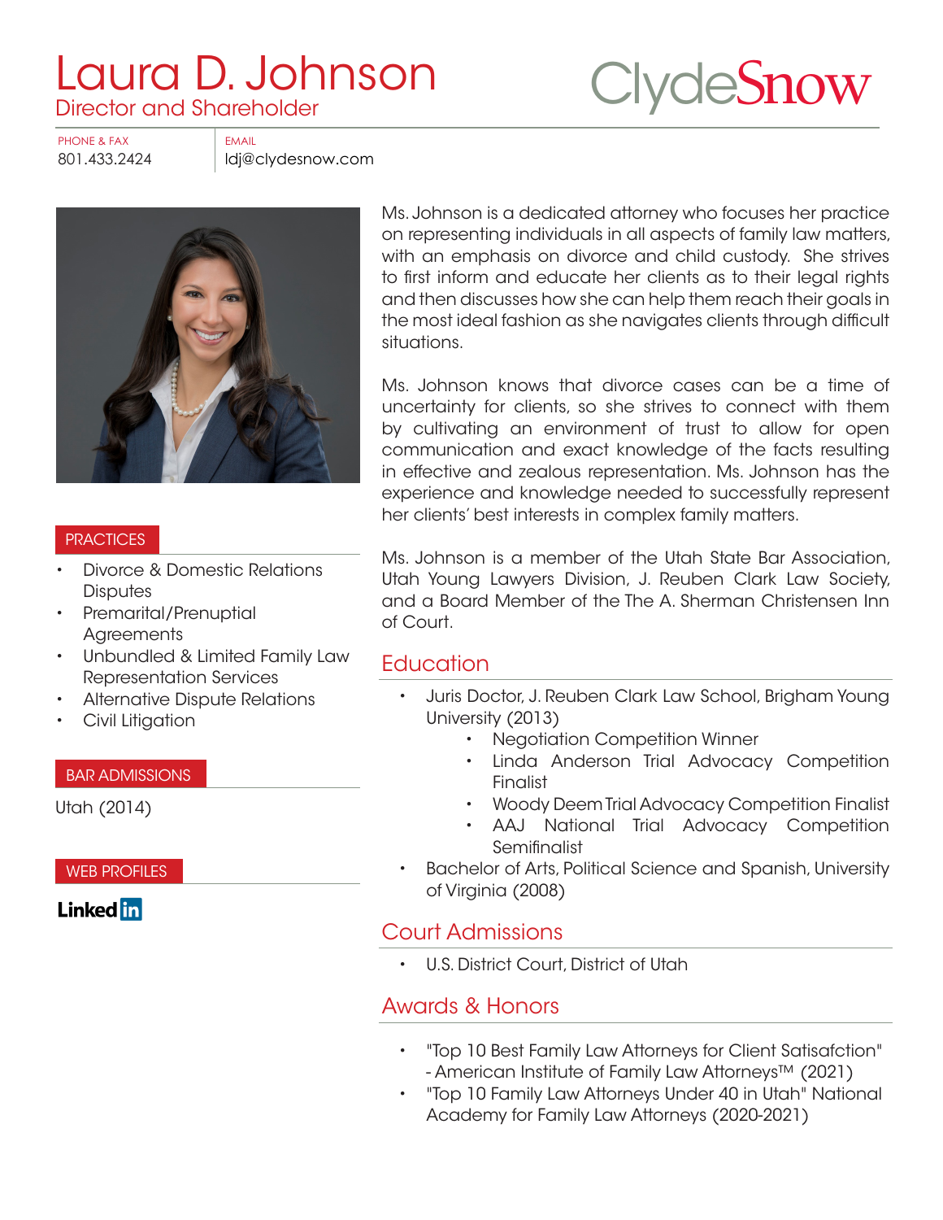# Laura D. Johnson

## Director and Shareholder

ClydeSnow

PHONE & FAX
801.433.2424

EMAIL
ldj@clydesnow.com

Ms. Johnson is a dedicated attorney who focuses her practice on representing individuals in all aspects of family law matters, with an emphasis on divorce and child custody. She strives to first inform and educate her clients as to their legal rights and then discusses how she can help them reach their goals in the most ideal fashion as she navigates clients through difficult situations.

Ms. Johnson knows that divorce cases can be a time of uncertainty for clients, so she strives to connect with them by cultivating an environment of trust to allow for open communication and exact knowledge of the facts resulting in effective and zealous representation. Ms. Johnson has the experience and knowledge needed to successfully represent her clients' best interests in complex family matters.

Ms. Johnson is a member of the Utah State Bar Association, Utah Young Lawyers Division, J. Reuben Clark Law Society, and a Board Member of the The A. Sherman Christensen Inn of Court.

### PRACTICES

- Divorce & Domestic Relations Disputes
- Premarital/Prenuptial Agreements
- Unbundled & Limited Family Law Representation Services
- Alternative Dispute Relations
- Civil Litigation

### BAR ADMISSIONS

Utah (2014)

### WEB PROFILES

LinkedIn

## Education

- Juris Doctor, J. Reuben Clark Law School, Brigham Young University (2013)
  - Negotiation Competition Winner
  - Linda Anderson Trial Advocacy Competition Finalist
  - Woody Deem Trial Advocacy Competition Finalist
  - AAJ National Trial Advocacy Competition Semifinalist
- Bachelor of Arts, Political Science and Spanish, University of Virginia (2008)

## Court Admissions

- U.S. District Court, District of Utah

## Awards & Honors

- "Top 10 Best Family Law Attorneys for Client Satisafction" - American Institute of Family Law Attorneys™ (2021)
- "Top 10 Family Law Attorneys Under 40 in Utah" National Academy for Family Law Attorneys (2020-2021)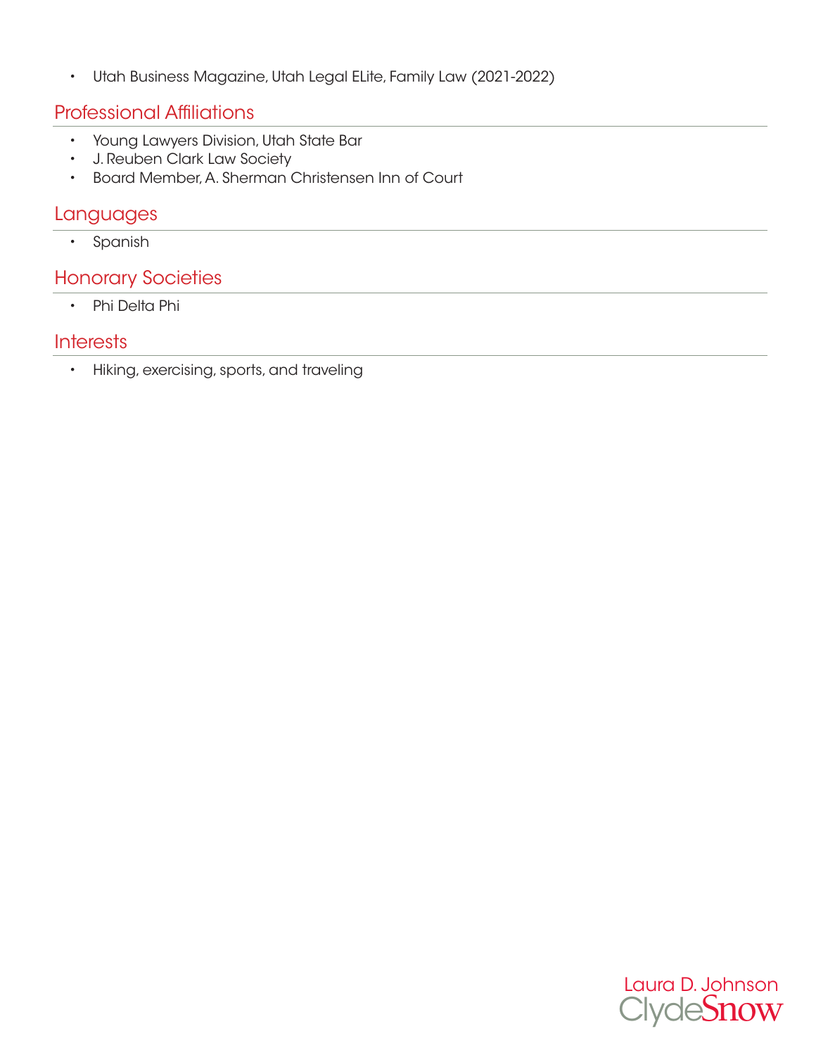- Utah Business Magazine, Utah Legal ELite, Family Law (2021-2022)

## Professional Affiliations

- Young Lawyers Division, Utah State Bar
- J. Reuben Clark Law Society
- Board Member, A. Sherman Christensen Inn of Court

## Languages

- Spanish

## Honorary Societies

- Phi Delta Phi

## Interests

- Hiking, exercising, sports, and traveling